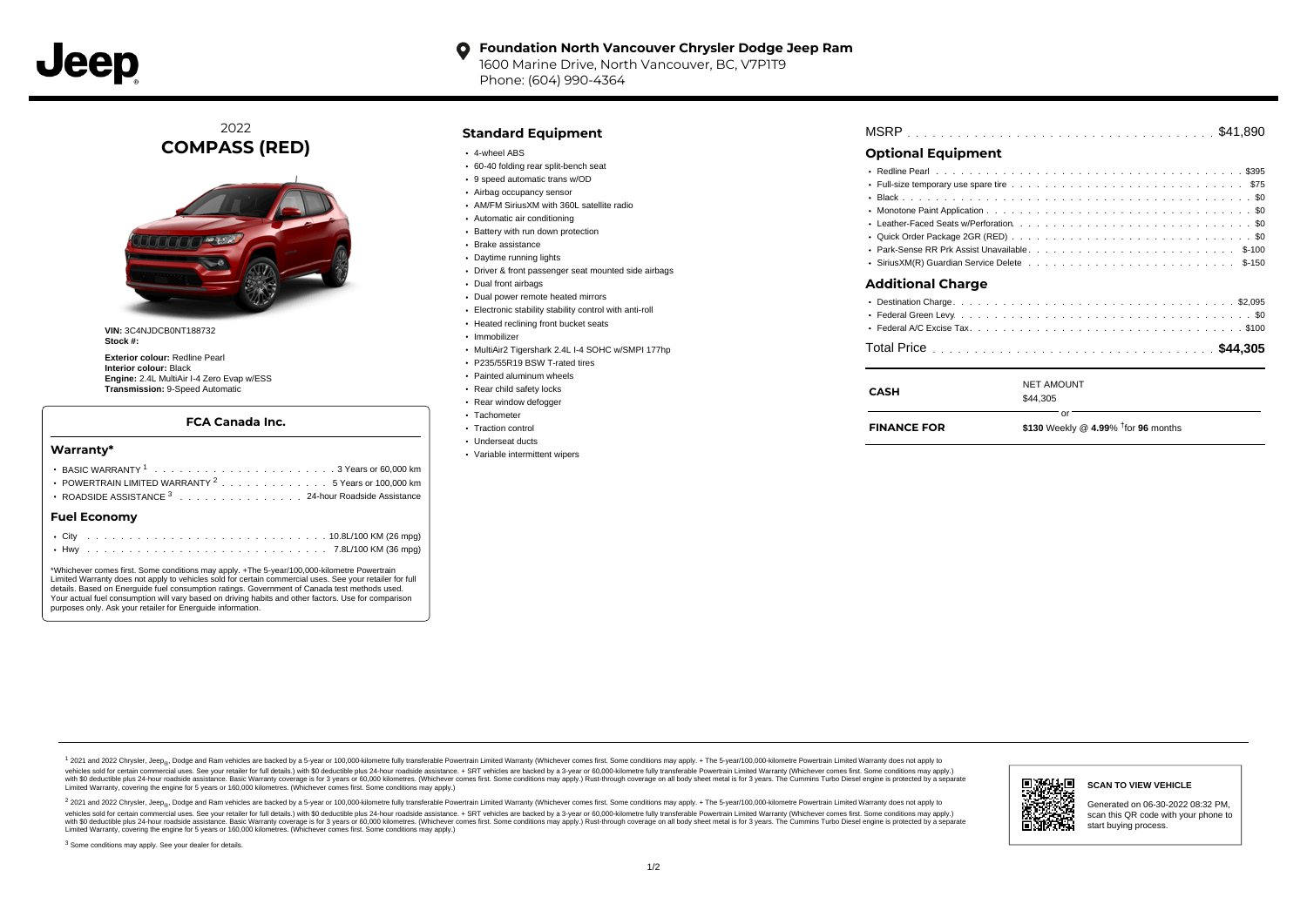Jeep

**Foundation North Vancouver Chrysler Dodge Jeep Ram**
1600 Marine Drive, North Vancouver, BC, V7P1T9
Phone: (604) 990-4364

## 2022 COMPASS (RED)

**VIN:** 3C4NJDCB0NT188732
**Stock #:**

**Exterior colour:** Redline Pearl
**Interior colour:** Black
**Engine:** 2.4L MultiAir I-4 Zero Evap w/ESS
**Transmission:** 9-Speed Automatic

### FCA Canada Inc.

#### Warranty*

- BASIC WARRANTY [1] . . . . . . . . 3 Years or 60,000 km
- POWERTRAIN LIMITED WARRANTY [2] . . . . . . . . 5 Years or 100,000 km
- ROADSIDE ASSISTANCE [3] . . . . . . . . 24-hour Roadside Assistance

#### Fuel Economy

- City . . . . . . . . 10.8L/100 KM (26 mpg)
- Hwy . . . . . . . . 7.8L/100 KM (36 mpg)

*Whichever comes first. Some conditions may apply. +The 5-year/100,000-kilometre Powertrain Limited Warranty does not apply to vehicles sold for certain commercial uses. See your retailer for full details. Based on Energuide fuel consumption ratings. Government of Canada test methods used. Your actual fuel consumption will vary based on driving habits and other factors. Use for comparison purposes only. Ask your retailer for Energuide information.

## Standard Equipment

- 4-wheel ABS
- 60-40 folding rear split-bench seat
- 9 speed automatic trans w/OD
- Airbag occupancy sensor
- AM/FM SiriusXM with 360L satellite radio
- Automatic air conditioning
- Battery with run down protection
- Brake assistance
- Daytime running lights
- Driver & front passenger seat mounted side airbags
- Dual front airbags
- Dual power remote heated mirrors
- Electronic stability stability control with anti-roll
- Heated reclining front bucket seats
- Immobilizer
- MultiAir2 Tigershark 2.4L I-4 SOHC w/SMPI 177hp
- P235/55R19 BSW T-rated tires
- Painted aluminum wheels
- Rear child safety locks
- Rear window defogger
- Tachometer
- Traction control
- Underseat ducts
- Variable intermittent wipers

MSRP . . . . . . . . $41,890

## Optional Equipment

- Redline Pearl . . . . . . . . $395
- Full-size temporary use spare tire . . . . . . . . $75
- Black . . . . . . . . $0
- Monotone Paint Application . . . . . . . . $0
- Leather-Faced Seats w/Perforation . . . . . . . . $0
- Quick Order Package 2GR (RED) . . . . . . . . $0
- Park-Sense RR Prk Assist Unavailable . . . . . . . . $-100
- SiriusXM(R) Guardian Service Delete . . . . . . . . $-150

## Additional Charge

- Destination Charge . . . . . . . . $2,095
- Federal Green Levy . . . . . . . . $0
- Federal A/C Excise Tax . . . . . . . . $100

Total Price . . . . . . . . **$44,305**

| | |
|---|---|
| **CASH** | NET AMOUNT<br>$44,305 |
| | or |
| **FINANCE FOR** | **$130** Weekly @ **4.99**% †for **96** months |

[1] 2021 and 2022 Chrysler, Jeep®, Dodge and Ram vehicles are backed by a 5-year or 100,000-kilometre fully transferable Powertrain Limited Warranty (Whichever comes first. Some conditions may apply. + The 5-year/100,000-kilometre Powertrain Limited Warranty does not apply to vehicles sold for certain commercial uses. See your retailer for full details.) with $0 deductible plus 24-hour roadside assistance. + SRT vehicles are backed by a 3-year or 60,000-kilometre fully transferable Powertrain Limited Warranty (Whichever comes first. Some conditions may apply.) with $0 deductible plus 24-hour roadside assistance. Basic Warranty coverage is for 3 years or 60,000 kilometres. (Whichever comes first. Some conditions may apply.) Rust-through coverage on all body sheet metal is for 3 years. The Cummins Turbo Diesel engine is protected by a separate Limited Warranty, covering the engine for 5 years or 160,000 kilometres. (Whichever comes first. Some conditions may apply.)

[2] 2021 and 2022 Chrysler, Jeep®, Dodge and Ram vehicles are backed by a 5-year or 100,000-kilometre fully transferable Powertrain Limited Warranty (Whichever comes first. Some conditions may apply. + The 5-year/100,000-kilometre Powertrain Limited Warranty does not apply to vehicles sold for certain commercial uses. See your retailer for full details.) with $0 deductible plus 24-hour roadside assistance. + SRT vehicles are backed by a 3-year or 60,000-kilometre fully transferable Powertrain Limited Warranty (Whichever comes first. Some conditions may apply.) with $0 deductible plus 24-hour roadside assistance. Basic Warranty coverage is for 3 years or 60,000 kilometres. (Whichever comes first. Some conditions may apply.) Rust-through coverage on all body sheet metal is for 3 years. The Cummins Turbo Diesel engine is protected by a separate Limited Warranty, covering the engine for 5 years or 160,000 kilometres. (Whichever comes first. Some conditions may apply.)

[3] Some conditions may apply. See your dealer for details.

**SCAN TO VIEW VEHICLE**

Generated on 06-30-2022 08:32 PM, scan this QR code with your phone to start buying process.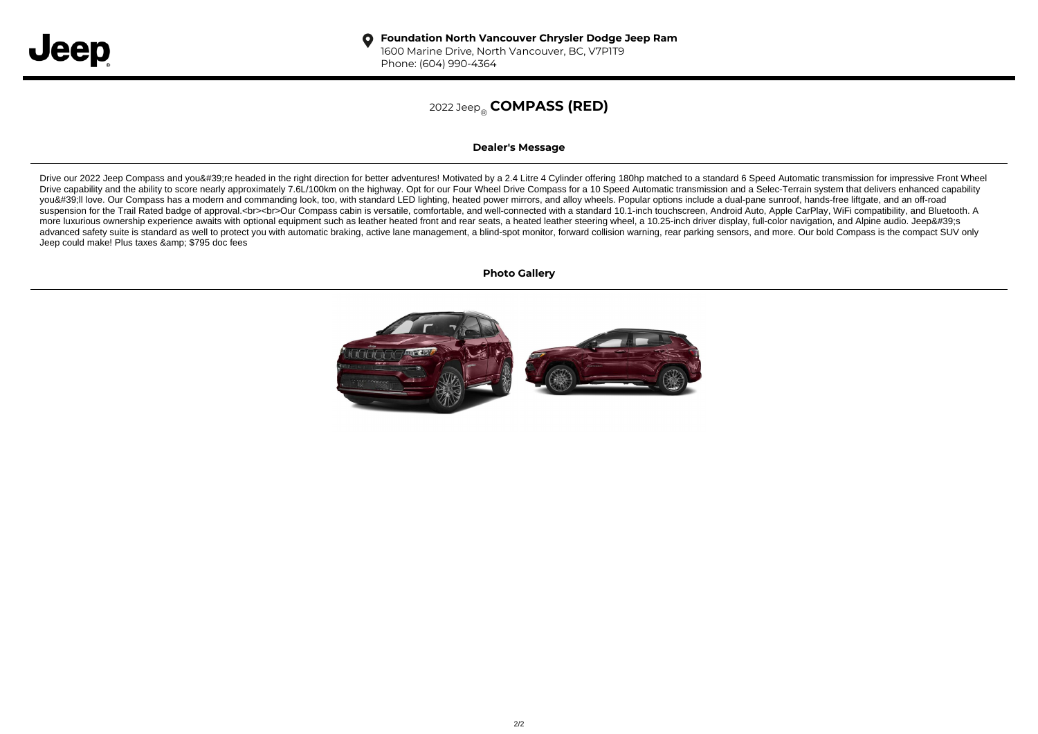**Foundation North Vancouver Chrysler Dodge Jeep Ram**
1600 Marine Drive, North Vancouver, BC, V7P1T9
Phone: (604) 990-4364

# 2022 Jeep® COMPASS (RED)

## Dealer's Message

Drive our 2022 Jeep Compass and you&#39;re headed in the right direction for better adventures! Motivated by a 2.4 Litre 4 Cylinder offering 180hp matched to a standard 6 Speed Automatic transmission for impressive Front Wheel Drive capability and the ability to score nearly approximately 7.6L/100km on the highway. Opt for our Four Wheel Drive Compass for a 10 Speed Automatic transmission and a Selec-Terrain system that delivers enhanced capability you&#39;ll love. Our Compass has a modern and commanding look, too, with standard LED lighting, heated power mirrors, and alloy wheels. Popular options include a dual-pane sunroof, hands-free liftgate, and an off-road suspension for the Trail Rated badge of approval.<br><br>Our Compass cabin is versatile, comfortable, and well-connected with a standard 10.1-inch touchscreen, Android Auto, Apple CarPlay, WiFi compatibility, and Bluetooth. A more luxurious ownership experience awaits with optional equipment such as leather heated front and rear seats, a heated leather steering wheel, a 10.25-inch driver display, full-color navigation, and Alpine audio. Jeep&#39;s advanced safety suite is standard as well to protect you with automatic braking, active lane management, a blind-spot monitor, forward collision warning, rear parking sensors, and more. Our bold Compass is the compact SUV only Jeep could make! Plus taxes &amp; $795 doc fees

## Photo Gallery